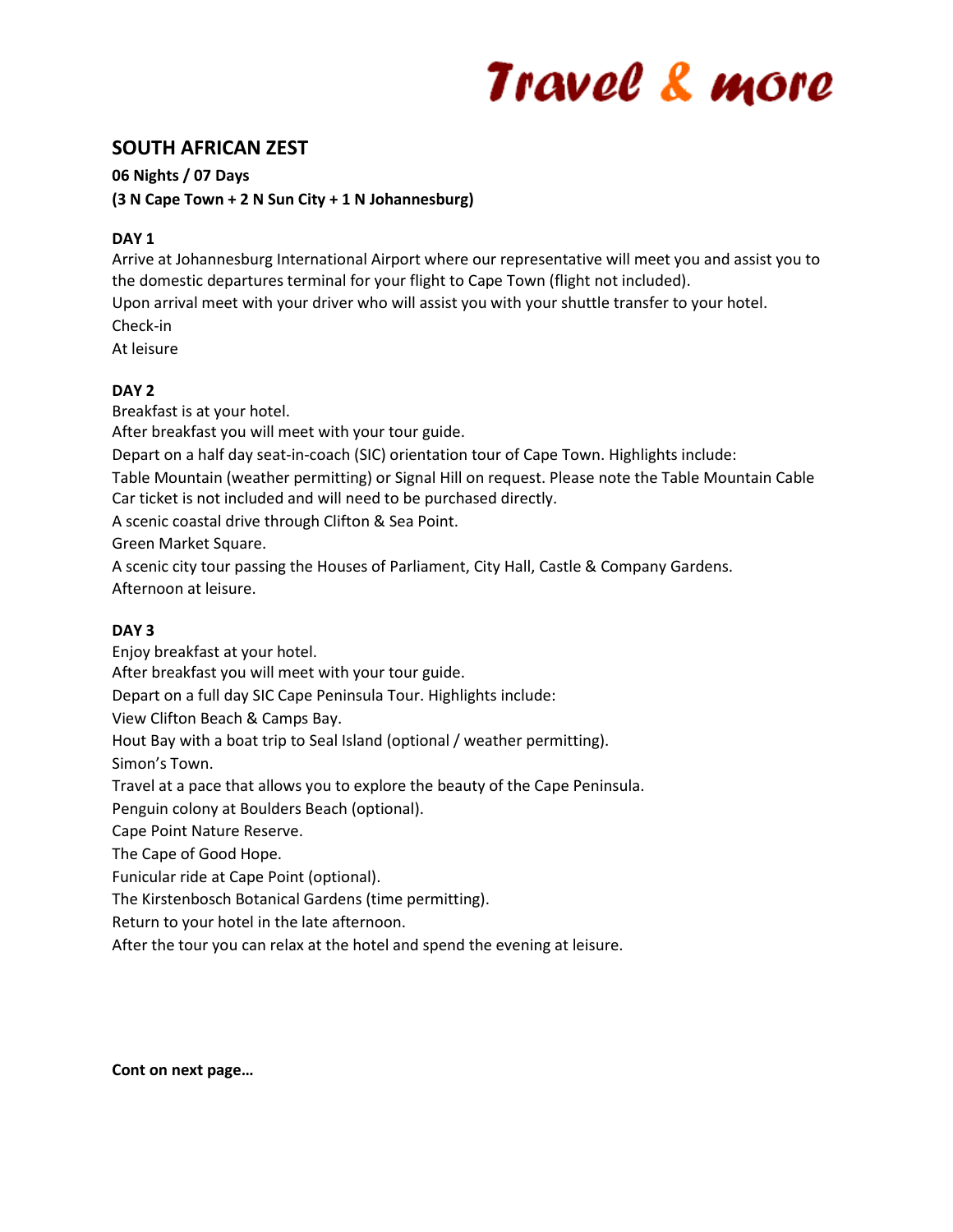Travel & more

## SOUTH AFRICAN ZEST

**06 Nights / 07 Days**
**(3 N Cape Town + 2 N Sun City + 1 N Johannesburg)**

**DAY 1**

Arrive at Johannesburg International Airport where our representative will meet you and assist you to the domestic departures terminal for your flight to Cape Town (flight not included).
Upon arrival meet with your driver who will assist you with your shuttle transfer to your hotel.
Check-in
At leisure

**DAY 2**

Breakfast is at your hotel.
After breakfast you will meet with your tour guide.
Depart on a half day seat-in-coach (SIC) orientation tour of Cape Town. Highlights include:
Table Mountain (weather permitting) or Signal Hill on request. Please note the Table Mountain Cable Car ticket is not included and will need to be purchased directly.
A scenic coastal drive through Clifton & Sea Point.
Green Market Square.
A scenic city tour passing the Houses of Parliament, City Hall, Castle & Company Gardens.
Afternoon at leisure.

**DAY 3**

Enjoy breakfast at your hotel.
After breakfast you will meet with your tour guide.
Depart on a full day SIC Cape Peninsula Tour. Highlights include:
View Clifton Beach & Camps Bay.
Hout Bay with a boat trip to Seal Island (optional / weather permitting).
Simon's Town.
Travel at a pace that allows you to explore the beauty of the Cape Peninsula.
Penguin colony at Boulders Beach (optional).
Cape Point Nature Reserve.
The Cape of Good Hope.
Funicular ride at Cape Point (optional).
The Kirstenbosch Botanical Gardens (time permitting).
Return to your hotel in the late afternoon.
After the tour you can relax at the hotel and spend the evening at leisure.

**Cont on next page…**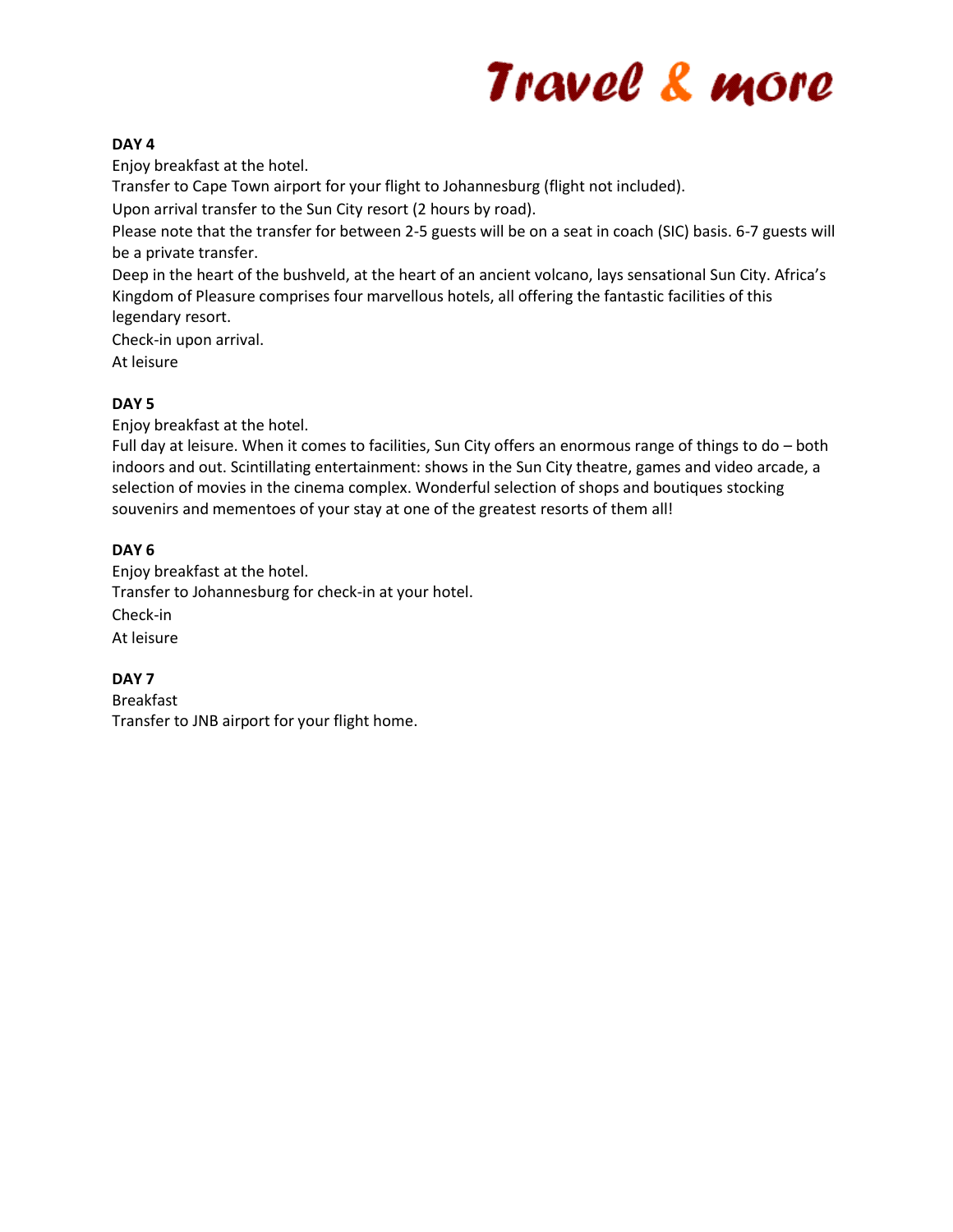**DAY 4**

Enjoy breakfast at the hotel.

Transfer to Cape Town airport for your flight to Johannesburg (flight not included).

Upon arrival transfer to the Sun City resort (2 hours by road).

Please note that the transfer for between 2-5 guests will be on a seat in coach (SIC) basis. 6-7 guests will be a private transfer.

Deep in the heart of the bushveld, at the heart of an ancient volcano, lays sensational Sun City. Africa's Kingdom of Pleasure comprises four marvellous hotels, all offering the fantastic facilities of this legendary resort.

Check-in upon arrival.

At leisure

**DAY 5**

Enjoy breakfast at the hotel.

Full day at leisure. When it comes to facilities, Sun City offers an enormous range of things to do – both indoors and out. Scintillating entertainment: shows in the Sun City theatre, games and video arcade, a selection of movies in the cinema complex. Wonderful selection of shops and boutiques stocking souvenirs and mementoes of your stay at one of the greatest resorts of them all!

**DAY 6**

Enjoy breakfast at the hotel.

Transfer to Johannesburg for check-in at your hotel.

Check-in

At leisure

**DAY 7**

Breakfast

Transfer to JNB airport for your flight home.